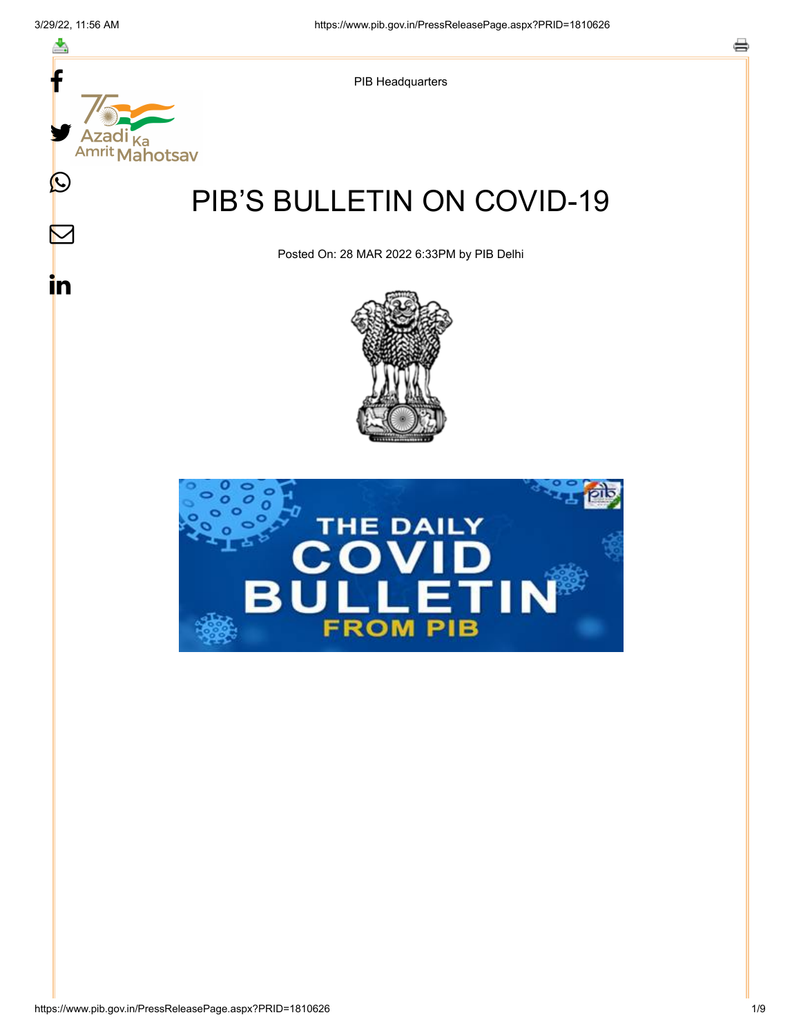PIB Headquarters

# PIB'S BULLETIN ON COVID-19

Posted On: 28 MAR 2022 6:33PM by PIB Delhi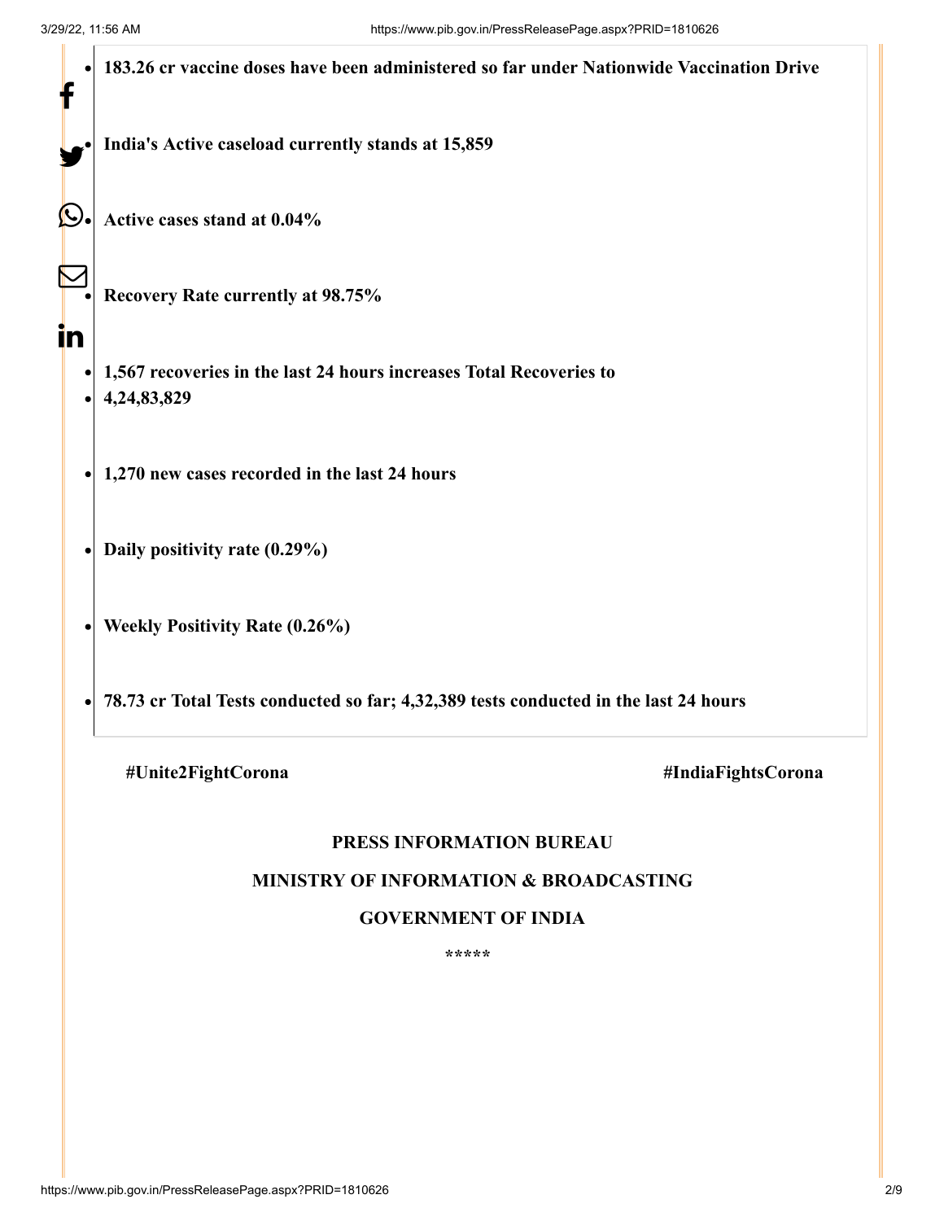- **183.26 cr vaccine doses have been administered so far under Nationwide Vaccination Drive**

- **India's Active caseload currently stands at 15,859**

- **Active cases stand at 0.04%**

- **Recovery Rate currently at 98.75%**

- **1,567 recoveries in the last 24 hours increases Total Recoveries to**
- **4,24,83,829**

- **1,270 new cases recorded in the last 24 hours**

- **Daily positivity rate (0.29%)**

- **Weekly Positivity Rate (0.26%)**

- **78.73 cr Total Tests conducted so far; 4,32,389 tests conducted in the last 24 hours**

**#Unite2FightCorona** **#IndiaFightsCorona**

**PRESS INFORMATION BUREAU**

**MINISTRY OF INFORMATION & BROADCASTING**

**GOVERNMENT OF INDIA**

\*\*\*\*\*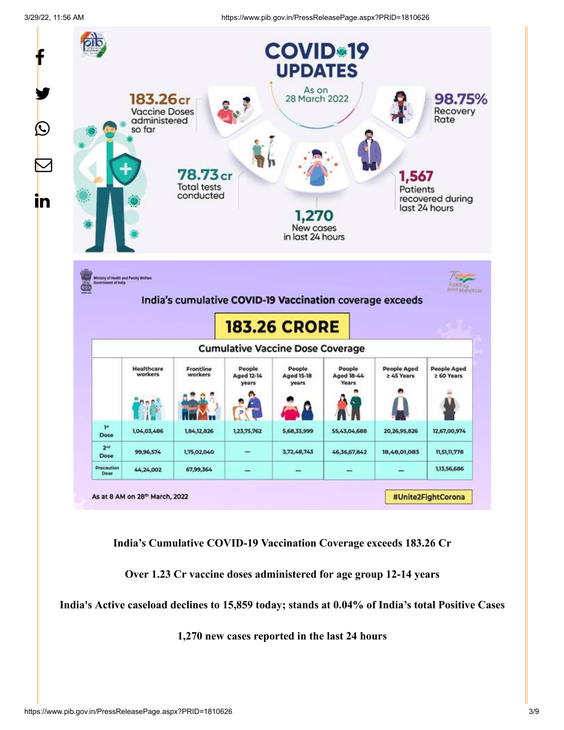**COVID-19 UPDATES**

As on 28 March 2022

**183.26cr** Vaccine Doses administered so far

**98.75%** Recovery Rate

**78.73cr** Total tests conducted

**1,270** New cases in last 24 hours

**1,567** Patients recovered during last 24 hours

Ministry of Health and Family Welfare, Government of India

India's cumulative COVID-19 Vaccination coverage exceeds

**183.26 CRORE**

**Cumulative Vaccine Dose Coverage**

| | Healthcare workers | Frontline workers | People Aged 12-14 years | People Aged 15-18 years | People Aged 18-44 Years | People Aged ≥ 45 Years | People Aged ≥ 60 Years |
|---|---|---|---|---|---|---|---|
| 1st Dose | 1,04,03,486 | 1,84,12,826 | 1,23,75,762 | 5,68,33,999 | 55,43,04,688 | 20,26,95,826 | 12,67,00,974 |
| 2nd Dose | 99,96,574 | 1,75,02,040 | – | 3,72,48,743 | 46,36,67,842 | 18,48,01,083 | 11,51,11,778 |
| Precaution Dose | 44,24,002 | 67,99,364 | – | – | – | – | 1,13,56,686 |

As at 8 AM on 28th March, 2022

#Unite2FightCorona

**India's Cumulative COVID-19 Vaccination Coverage exceeds 183.26 Cr**

**Over 1.23 Cr vaccine doses administered for age group 12-14 years**

**India's Active caseload declines to 15,859 today; stands at 0.04% of India's total Positive Cases**

**1,270 new cases reported in the last 24 hours**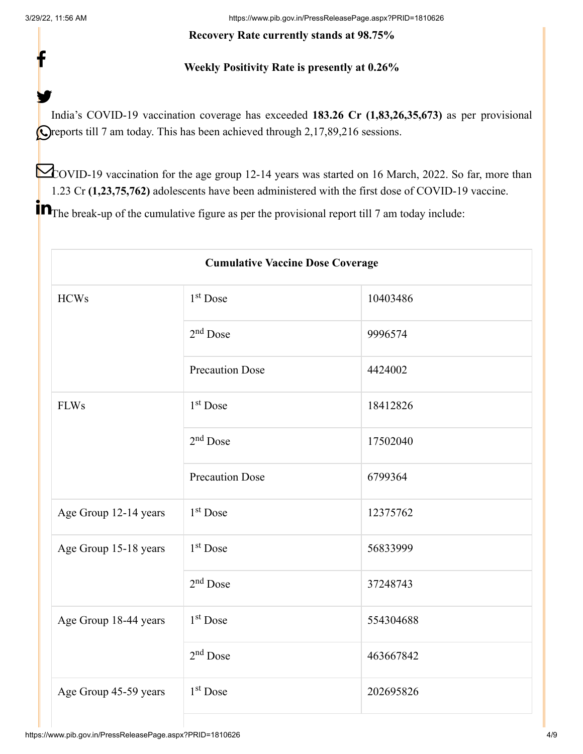**Recovery Rate currently stands at 98.75%**

**Weekly Positivity Rate is presently at 0.26%**

India's COVID-19 vaccination coverage has exceeded **183.26 Cr (1,83,26,35,673)** as per provisional reports till 7 am today. This has been achieved through 2,17,89,216 sessions.

COVID-19 vaccination for the age group 12-14 years was started on 16 March, 2022. So far, more than 1.23 Cr **(1,23,75,762)** adolescents have been administered with the first dose of COVID-19 vaccine.

The break-up of the cumulative figure as per the provisional report till 7 am today include:

| Cumulative Vaccine Dose Coverage | | |
|---|---|---|
| HCWs | 1st Dose | 10403486 |
| | 2nd Dose | 9996574 |
| | Precaution Dose | 4424002 |
| FLWs | 1st Dose | 18412826 |
| | 2nd Dose | 17502040 |
| | Precaution Dose | 6799364 |
| Age Group 12-14 years | 1st Dose | 12375762 |
| Age Group 15-18 years | 1st Dose | 56833999 |
| | 2nd Dose | 37248743 |
| Age Group 18-44 years | 1st Dose | 554304688 |
| | 2nd Dose | 463667842 |
| Age Group 45-59 years | 1st Dose | 202695826 |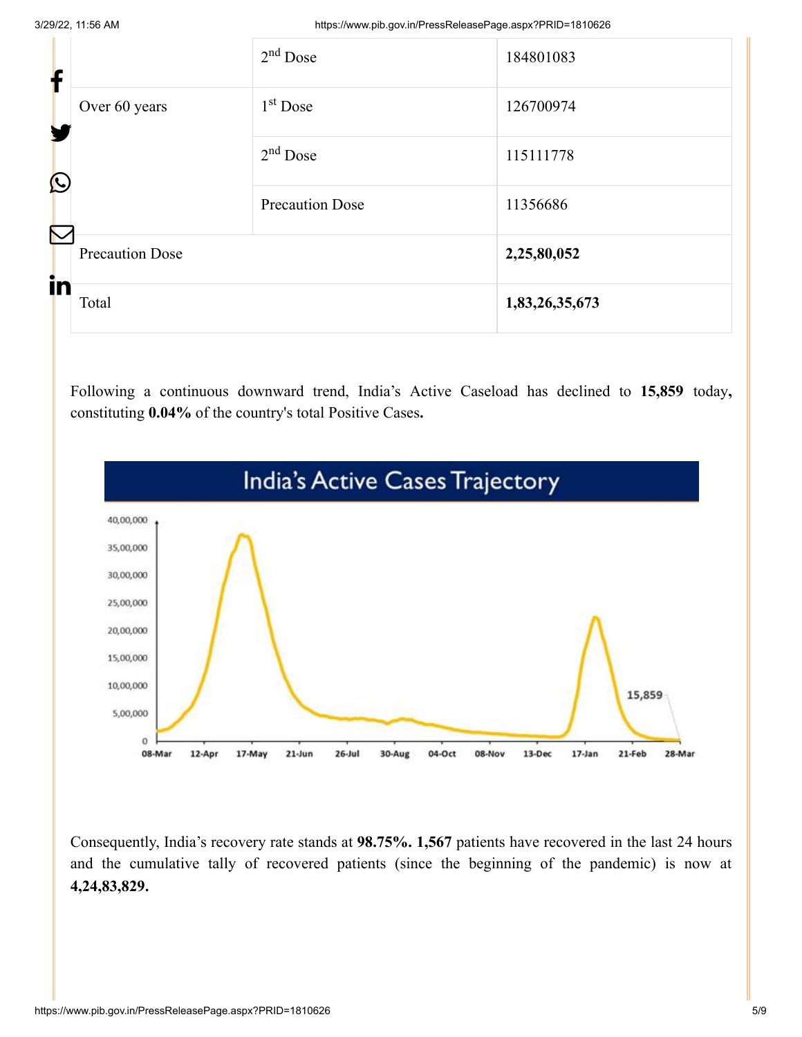| | | |
|---|---|---|
| | 2nd Dose | 184801083 |
| Over 60 years | 1st Dose | 126700974 |
| | 2nd Dose | 115111778 |
| | Precaution Dose | 11356686 |
| Precaution Dose | | **2,25,80,052** |
| Total | | **1,83,26,35,673** |

Following a continuous downward trend, India's Active Caseload has declined to **15,859** today**,** constituting **0.04%** of the country's total Positive Cases**.**

Consequently, India's recovery rate stands at **98.75%. 1,567** patients have recovered in the last 24 hours and the cumulative tally of recovered patients (since the beginning of the pandemic) is now at **4,24,83,829.**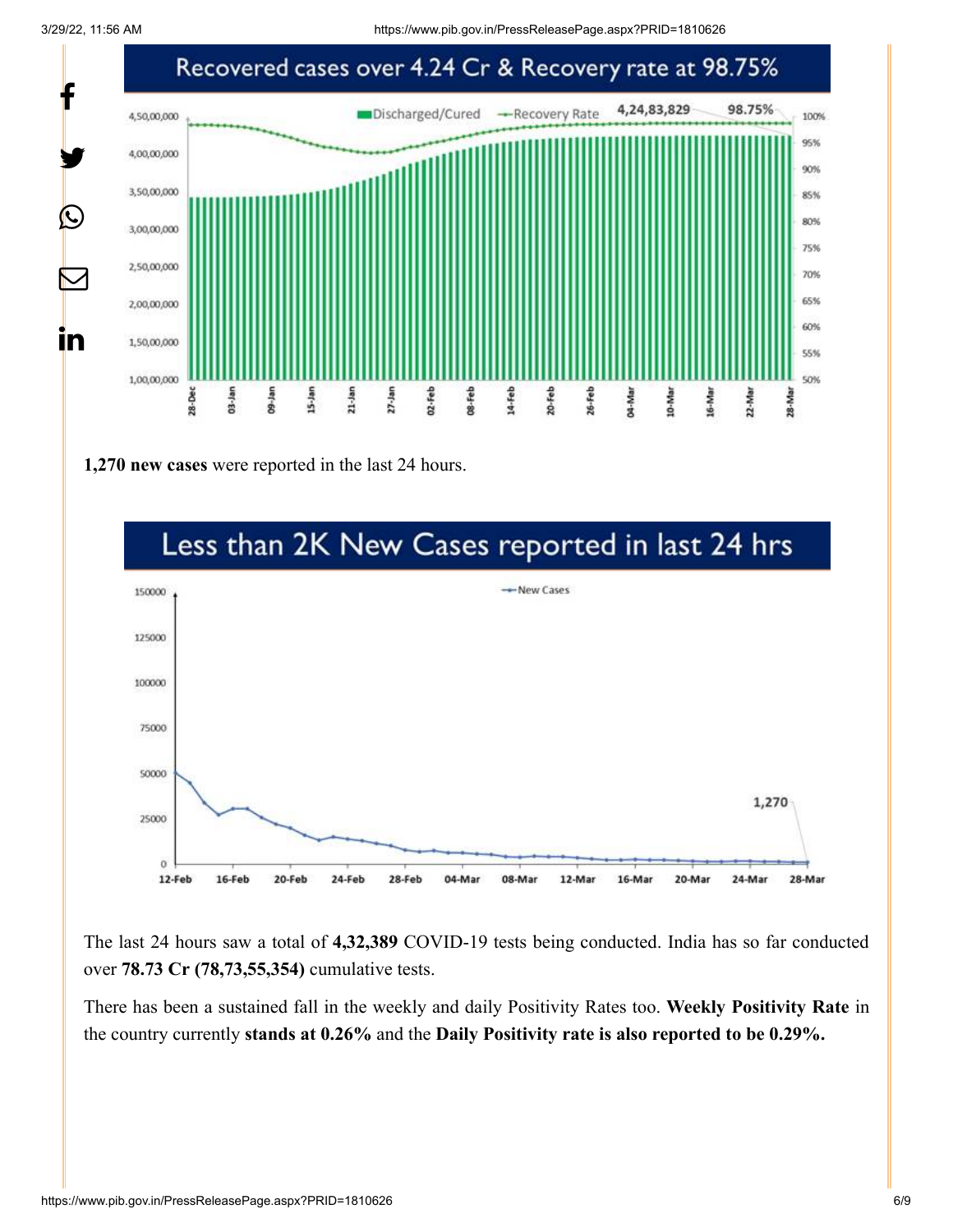## Recovered cases over 4.24 Cr & Recovery rate at 98.75%

**1,270 new cases** were reported in the last 24 hours.

## Less than 2K New Cases reported in last 24 hrs

The last 24 hours saw a total of **4,32,389** COVID-19 tests being conducted. India has so far conducted over **78.73 Cr (78,73,55,354)** cumulative tests.

There has been a sustained fall in the weekly and daily Positivity Rates too. **Weekly Positivity Rate** in the country currently **stands at 0.26%** and the **Daily Positivity rate is also reported to be 0.29%.**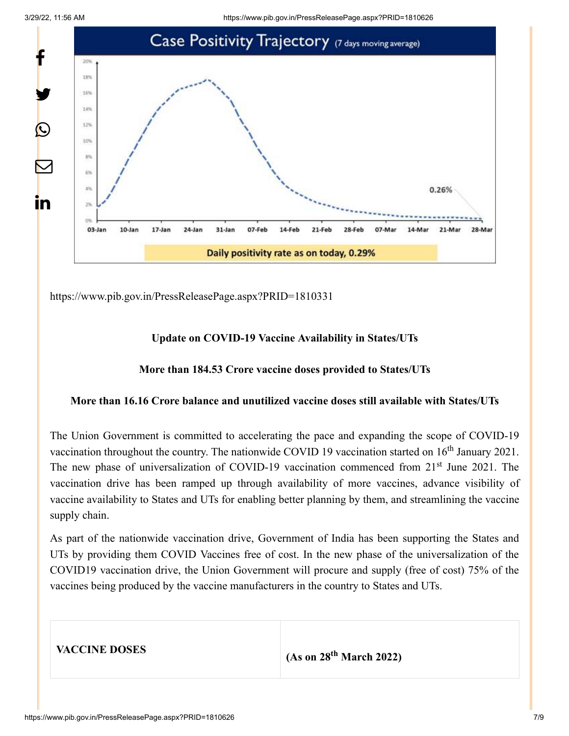https://www.pib.gov.in/PressReleasePage.aspx?PRID=1810331

**Update on COVID-19 Vaccine Availability in States/UTs**

**More than 184.53 Crore vaccine doses provided to States/UTs**

**More than 16.16 Crore balance and unutilized vaccine doses still available with States/UTs**

The Union Government is committed to accelerating the pace and expanding the scope of COVID-19 vaccination throughout the country. The nationwide COVID 19 vaccination started on 16th January 2021. The new phase of universalization of COVID-19 vaccination commenced from 21st June 2021. The vaccination drive has been ramped up through availability of more vaccines, advance visibility of vaccine availability to States and UTs for enabling better planning by them, and streamlining the vaccine supply chain.

As part of the nationwide vaccination drive, Government of India has been supporting the States and UTs by providing them COVID Vaccines free of cost. In the new phase of the universalization of the COVID19 vaccination drive, the Union Government will procure and supply (free of cost) 75% of the vaccines being produced by the vaccine manufacturers in the country to States and UTs.

| **VACCINE DOSES** | **(As on 28th March 2022)** |
|---|---|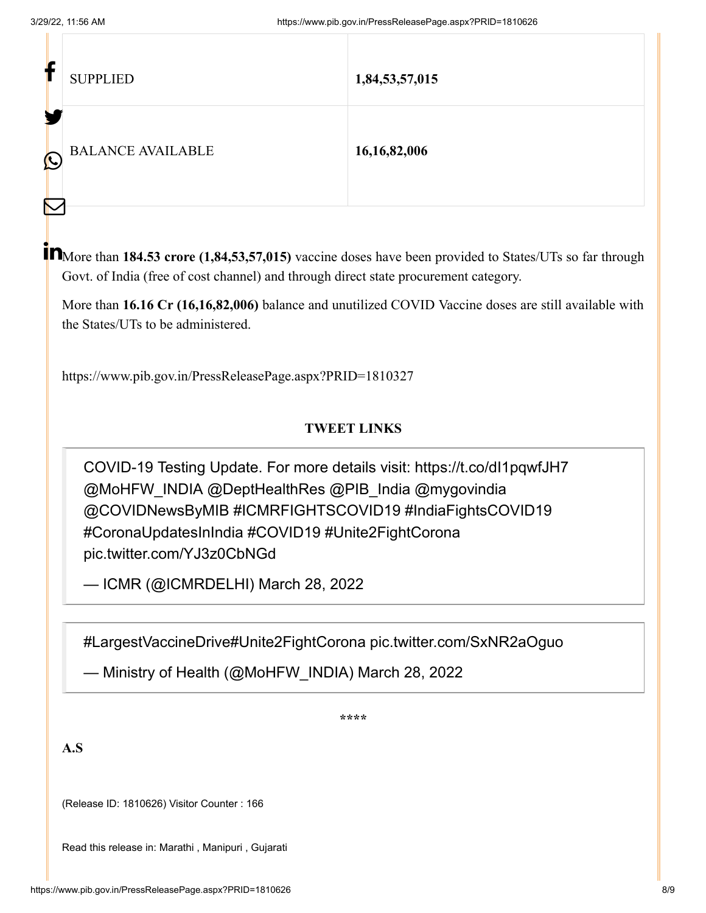| | |
|---|---|
| SUPPLIED | **1,84,53,57,015** |
| BALANCE AVAILABLE | **16,16,82,006** |

More than **184.53 crore (1,84,53,57,015)** vaccine doses have been provided to States/UTs so far through Govt. of India (free of cost channel) and through direct state procurement category.

More than **16.16 Cr (16,16,82,006)** balance and unutilized COVID Vaccine doses are still available with the States/UTs to be administered.

https://www.pib.gov.in/PressReleasePage.aspx?PRID=1810327

**TWEET LINKS**

> COVID-19 Testing Update. For more details visit: https://t.co/dI1pqwfJH7 @MoHFW_INDIA @DeptHealthRes @PIB_India @mygovindia @COVIDNewsByMIB #ICMRFIGHTSCOVID19 #IndiaFightsCOVID19 #CoronaUpdatesInIndia #COVID19 #Unite2FightCorona pic.twitter.com/YJ3z0CbNGd
>
> — ICMR (@ICMRDELHI) March 28, 2022

> #LargestVaccineDrive#Unite2FightCorona pic.twitter.com/SxNR2aOguo
>
> — Ministry of Health (@MoHFW_INDIA) March 28, 2022

****

**A.S**

(Release ID: 1810626) Visitor Counter : 166

Read this release in: Marathi , Manipuri , Gujarati